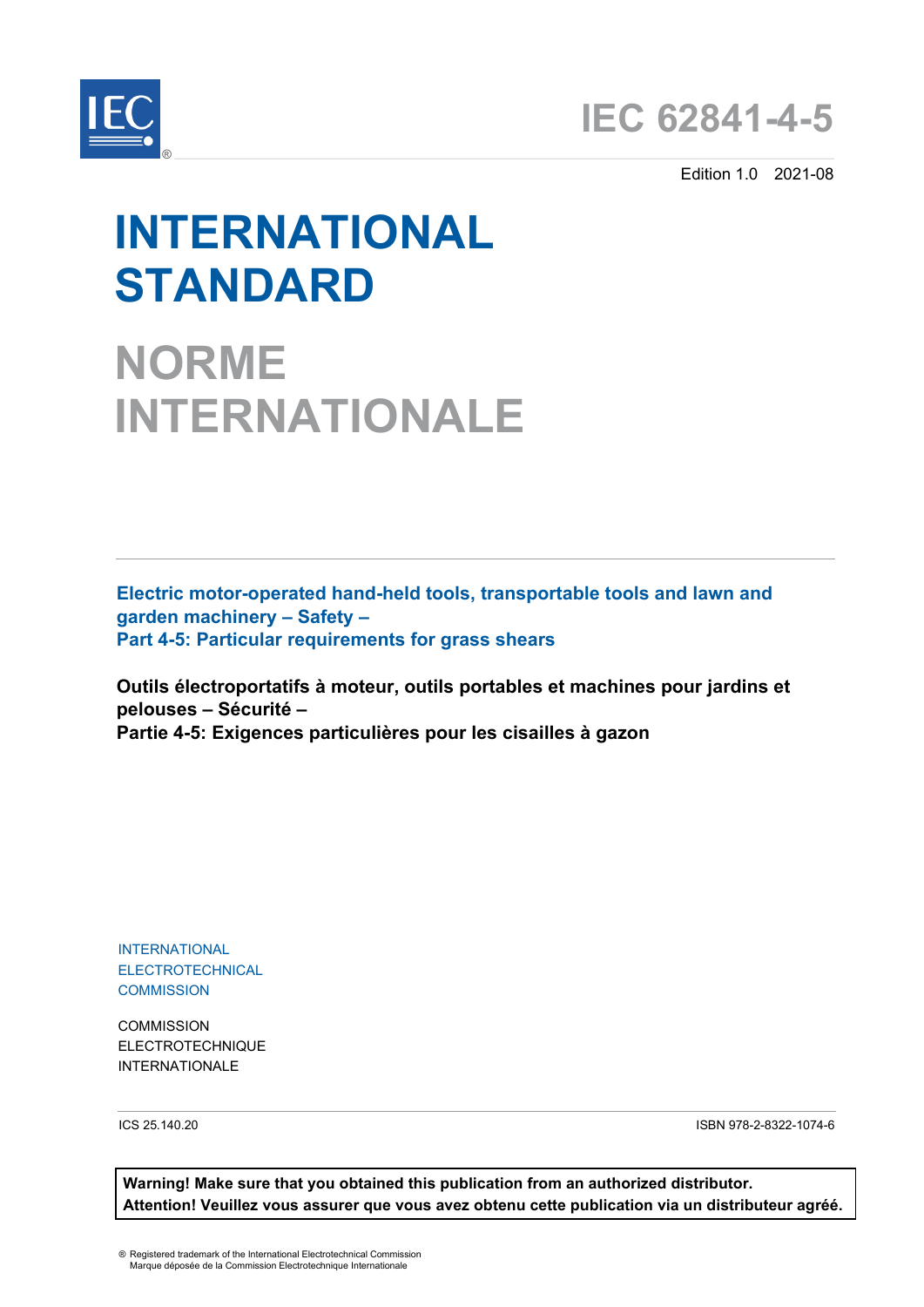# IEC 62841-4-5

Edition 1.0 2021-08

# INTERNATIONAL STANDARD

# NORME INTERNATIONALE

**Electric motor-operated hand-held tools, transportable tools and lawn and garden machinery – Safety –**
**Part 4-5: Particular requirements for grass shears**

**Outils électroportatifs à moteur, outils portables et machines pour jardins et pelouses – Sécurité –**
**Partie 4-5: Exigences particulières pour les cisailles à gazon**

INTERNATIONAL
ELECTROTECHNICAL
COMMISSION

COMMISSION
ELECTROTECHNIQUE
INTERNATIONALE

ICS 25.140.20

ISBN 978-2-8322-1074-6

**Warning! Make sure that you obtained this publication from an authorized distributor.**
**Attention! Veuillez vous assurer que vous avez obtenu cette publication via un distributeur agréé.**

® Registered trademark of the International Electrotechnical Commission
Marque déposée de la Commission Electrotechnique Internationale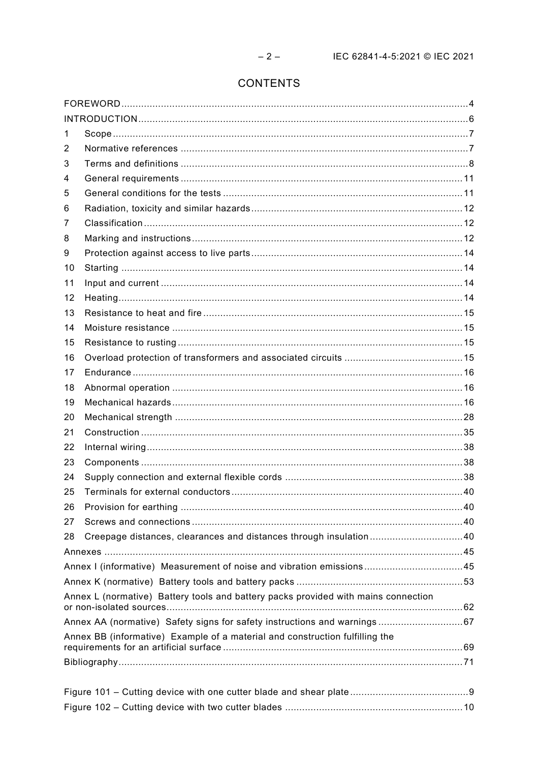# CONTENTS

FOREWORD ... 4
INTRODUCTION ... 6
1 Scope ... 7
2 Normative references ... 7
3 Terms and definitions ... 8
4 General requirements ... 11
5 General conditions for the tests ... 11
6 Radiation, toxicity and similar hazards ... 12
7 Classification ... 12
8 Marking and instructions ... 12
9 Protection against access to live parts ... 14
10 Starting ... 14
11 Input and current ... 14
12 Heating ... 14
13 Resistance to heat and fire ... 15
14 Moisture resistance ... 15
15 Resistance to rusting ... 15
16 Overload protection of transformers and associated circuits ... 15
17 Endurance ... 16
18 Abnormal operation ... 16
19 Mechanical hazards ... 16
20 Mechanical strength ... 28
21 Construction ... 35
22 Internal wiring ... 38
23 Components ... 38
24 Supply connection and external flexible cords ... 38
25 Terminals for external conductors ... 40
26 Provision for earthing ... 40
27 Screws and connections ... 40
28 Creepage distances, clearances and distances through insulation ... 40
Annexes ... 45
Annex I (informative) Measurement of noise and vibration emissions ... 45
Annex K (normative) Battery tools and battery packs ... 53
Annex L (normative) Battery tools and battery packs provided with mains connection or non-isolated sources ... 62
Annex AA (normative) Safety signs for safety instructions and warnings ... 67
Annex BB (informative) Example of a material and construction fulfilling the requirements for an artificial surface ... 69
Bibliography ... 71

Figure 101 – Cutting device with one cutter blade and shear plate ... 9
Figure 102 – Cutting device with two cutter blades ... 10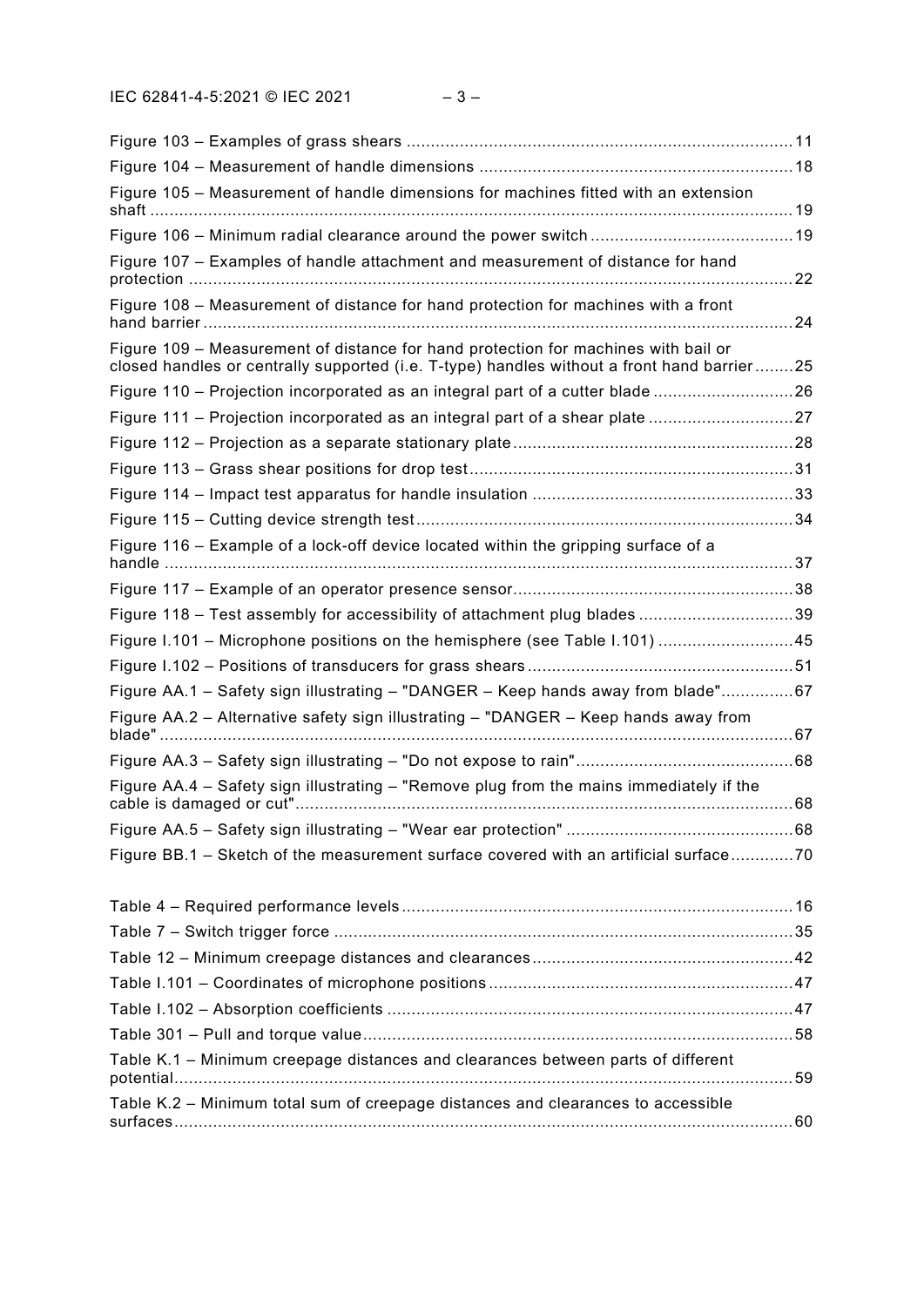Figure 103 – Examples of grass shears ................................................................................ 11
Figure 104 – Measurement of handle dimensions ................................................................. 18
Figure 105 – Measurement of handle dimensions for machines fitted with an extension shaft ..................................................................................................................................... 19
Figure 106 – Minimum radial clearance around the power switch .......................................... 19
Figure 107 – Examples of handle attachment and measurement of distance for hand protection ............................................................................................................................ 22
Figure 108 – Measurement of distance for hand protection for machines with a front hand barrier .......................................................................................................................... 24
Figure 109 – Measurement of distance for hand protection for machines with bail or closed handles or centrally supported (i.e. T-type) handles without a front hand barrier ........ 25
Figure 110 – Projection incorporated as an integral part of a cutter blade ............................. 26
Figure 111 – Projection incorporated as an integral part of a shear plate .............................. 27
Figure 112 – Projection as a separate stationary plate .......................................................... 28
Figure 113 – Grass shear positions for drop test ................................................................... 31
Figure 114 – Impact test apparatus for handle insulation ...................................................... 33
Figure 115 – Cutting device strength test .............................................................................. 34
Figure 116 – Example of a lock-off device located within the gripping surface of a handle ................................................................................................................................. 37
Figure 117 – Example of an operator presence sensor .......................................................... 38
Figure 118 – Test assembly for accessibility of attachment plug blades ................................ 39
Figure I.101 – Microphone positions on the hemisphere (see Table I.101) ............................ 45
Figure I.102 – Positions of transducers for grass shears ....................................................... 51
Figure AA.1 – Safety sign illustrating – "DANGER – Keep hands away from blade" ............... 67
Figure AA.2 – Alternative safety sign illustrating – "DANGER – Keep hands away from blade" ................................................................................................................................... 67
Figure AA.3 – Safety sign illustrating – "Do not expose to rain" ............................................. 68
Figure AA.4 – Safety sign illustrating – "Remove plug from the mains immediately if the cable is damaged or cut" ....................................................................................................... 68
Figure AA.5 – Safety sign illustrating – "Wear ear protection" ............................................... 68
Figure BB.1 – Sketch of the measurement surface covered with an artificial surface ............. 70

Table 4 – Required performance levels ................................................................................. 16
Table 7 – Switch trigger force ............................................................................................... 35
Table 12 – Minimum creepage distances and clearances ...................................................... 42
Table I.101 – Coordinates of microphone positions ............................................................... 47
Table I.102 – Absorption coefficients .................................................................................... 47
Table 301 – Pull and torque value ......................................................................................... 58
Table K.1 – Minimum creepage distances and clearances between parts of different potential ................................................................................................................................ 59
Table K.2 – Minimum total sum of creepage distances and clearances to accessible surfaces ................................................................................................................................ 60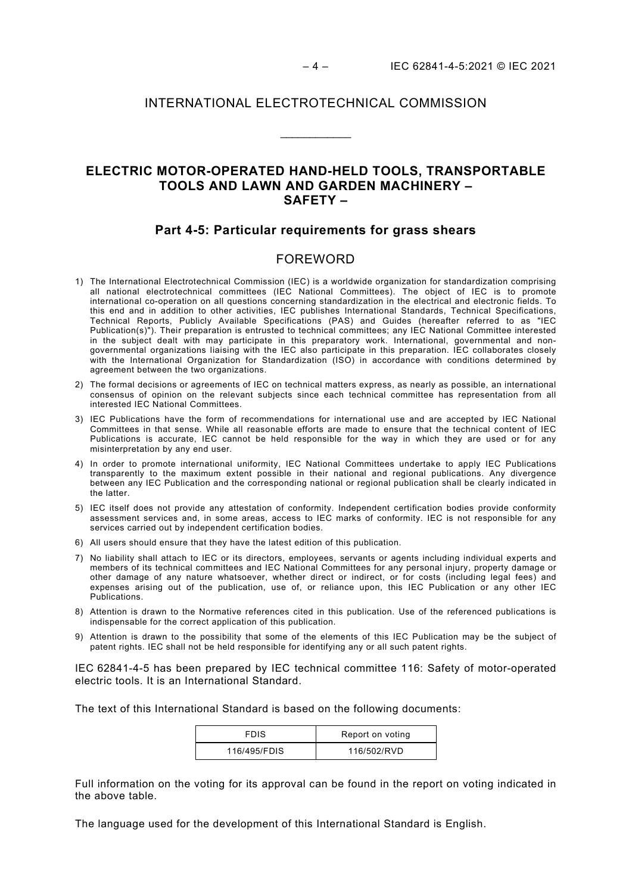# INTERNATIONAL ELECTROTECHNICAL COMMISSION

\_\_\_\_\_\_\_\_\_\_\_\_

## ELECTRIC MOTOR-OPERATED HAND-HELD TOOLS, TRANSPORTABLE TOOLS AND LAWN AND GARDEN MACHINERY – SAFETY –

### Part 4-5: Particular requirements for grass shears

## FOREWORD

1) The International Electrotechnical Commission (IEC) is a worldwide organization for standardization comprising all national electrotechnical committees (IEC National Committees). The object of IEC is to promote international co-operation on all questions concerning standardization in the electrical and electronic fields. To this end and in addition to other activities, IEC publishes International Standards, Technical Specifications, Technical Reports, Publicly Available Specifications (PAS) and Guides (hereafter referred to as "IEC Publication(s)"). Their preparation is entrusted to technical committees; any IEC National Committee interested in the subject dealt with may participate in this preparatory work. International, governmental and non-governmental organizations liaising with the IEC also participate in this preparation. IEC collaborates closely with the International Organization for Standardization (ISO) in accordance with conditions determined by agreement between the two organizations.
2) The formal decisions or agreements of IEC on technical matters express, as nearly as possible, an international consensus of opinion on the relevant subjects since each technical committee has representation from all interested IEC National Committees.
3) IEC Publications have the form of recommendations for international use and are accepted by IEC National Committees in that sense. While all reasonable efforts are made to ensure that the technical content of IEC Publications is accurate, IEC cannot be held responsible for the way in which they are used or for any misinterpretation by any end user.
4) In order to promote international uniformity, IEC National Committees undertake to apply IEC Publications transparently to the maximum extent possible in their national and regional publications. Any divergence between any IEC Publication and the corresponding national or regional publication shall be clearly indicated in the latter.
5) IEC itself does not provide any attestation of conformity. Independent certification bodies provide conformity assessment services and, in some areas, access to IEC marks of conformity. IEC is not responsible for any services carried out by independent certification bodies.
6) All users should ensure that they have the latest edition of this publication.
7) No liability shall attach to IEC or its directors, employees, servants or agents including individual experts and members of its technical committees and IEC National Committees for any personal injury, property damage or other damage of any nature whatsoever, whether direct or indirect, or for costs (including legal fees) and expenses arising out of the publication, use of, or reliance upon, this IEC Publication or any other IEC Publications.
8) Attention is drawn to the Normative references cited in this publication. Use of the referenced publications is indispensable for the correct application of this publication.
9) Attention is drawn to the possibility that some of the elements of this IEC Publication may be the subject of patent rights. IEC shall not be held responsible for identifying any or all such patent rights.

IEC 62841-4-5 has been prepared by IEC technical committee 116: Safety of motor-operated electric tools. It is an International Standard.

The text of this International Standard is based on the following documents:

| FDIS | Report on voting |
|---|---|
| 116/495/FDIS | 116/502/RVD |

Full information on the voting for its approval can be found in the report on voting indicated in the above table.

The language used for the development of this International Standard is English.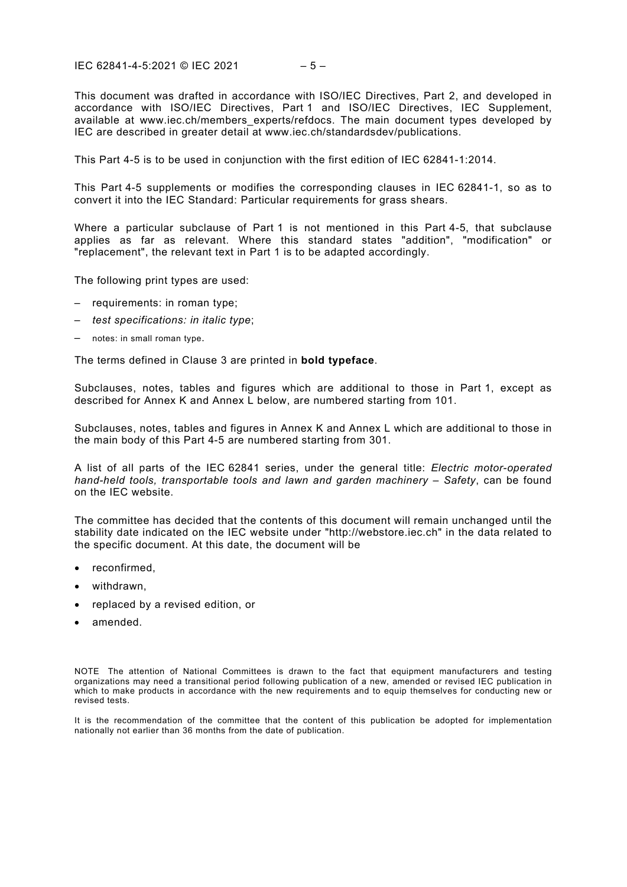This document was drafted in accordance with ISO/IEC Directives, Part 2, and developed in accordance with ISO/IEC Directives, Part 1 and ISO/IEC Directives, IEC Supplement, available at www.iec.ch/members_experts/refdocs. The main document types developed by IEC are described in greater detail at www.iec.ch/standardsdev/publications.

This Part 4-5 is to be used in conjunction with the first edition of IEC 62841-1:2014.

This Part 4-5 supplements or modifies the corresponding clauses in IEC 62841-1, so as to convert it into the IEC Standard: Particular requirements for grass shears.

Where a particular subclause of Part 1 is not mentioned in this Part 4-5, that subclause applies as far as relevant. Where this standard states "addition", "modification" or "replacement", the relevant text in Part 1 is to be adapted accordingly.

The following print types are used:

– requirements: in roman type;
– *test specifications: in italic type*;
– notes: in small roman type.

The terms defined in Clause 3 are printed in **bold typeface**.

Subclauses, notes, tables and figures which are additional to those in Part 1, except as described for Annex K and Annex L below, are numbered starting from 101.

Subclauses, notes, tables and figures in Annex K and Annex L which are additional to those in the main body of this Part 4-5 are numbered starting from 301.

A list of all parts of the IEC 62841 series, under the general title: *Electric motor-operated hand-held tools, transportable tools and lawn and garden machinery – Safety*, can be found on the IEC website.

The committee has decided that the contents of this document will remain unchanged until the stability date indicated on the IEC website under "http://webstore.iec.ch" in the data related to the specific document. At this date, the document will be

- reconfirmed,
- withdrawn,
- replaced by a revised edition, or
- amended.

NOTE The attention of National Committees is drawn to the fact that equipment manufacturers and testing organizations may need a transitional period following publication of a new, amended or revised IEC publication in which to make products in accordance with the new requirements and to equip themselves for conducting new or revised tests.

It is the recommendation of the committee that the content of this publication be adopted for implementation nationally not earlier than 36 months from the date of publication.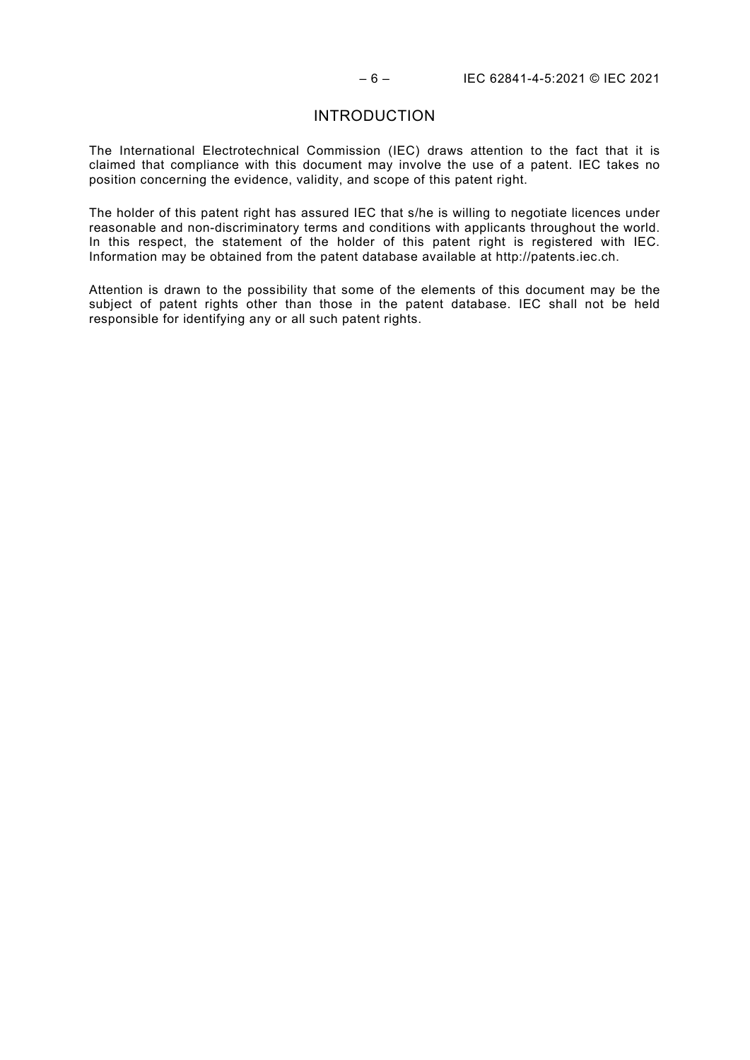# INTRODUCTION

The International Electrotechnical Commission (IEC) draws attention to the fact that it is claimed that compliance with this document may involve the use of a patent. IEC takes no position concerning the evidence, validity, and scope of this patent right.

The holder of this patent right has assured IEC that s/he is willing to negotiate licences under reasonable and non-discriminatory terms and conditions with applicants throughout the world. In this respect, the statement of the holder of this patent right is registered with IEC. Information may be obtained from the patent database available at http://patents.iec.ch.

Attention is drawn to the possibility that some of the elements of this document may be the subject of patent rights other than those in the patent database. IEC shall not be held responsible for identifying any or all such patent rights.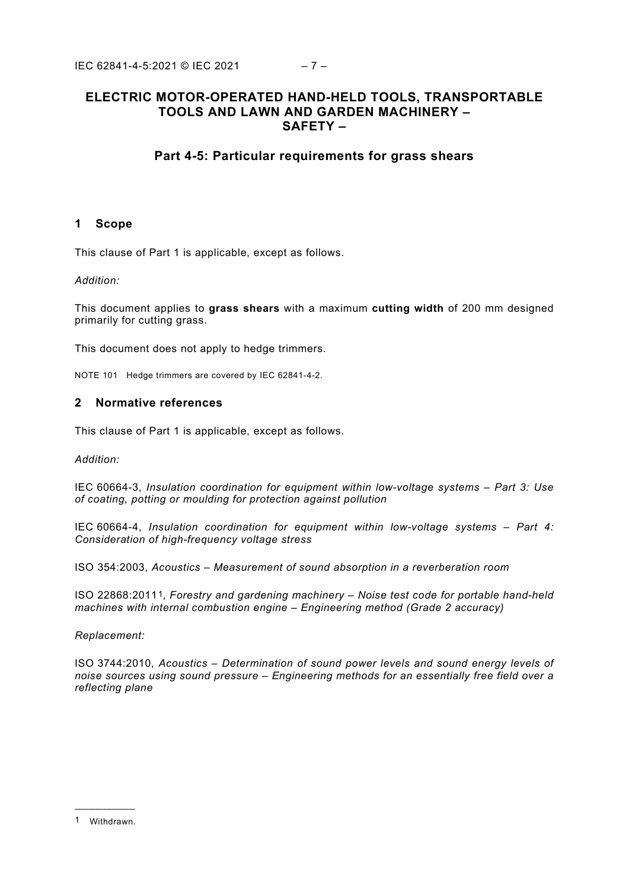# ELECTRIC MOTOR-OPERATED HAND-HELD TOOLS, TRANSPORTABLE TOOLS AND LAWN AND GARDEN MACHINERY – SAFETY –

## Part 4-5: Particular requirements for grass shears

## 1 Scope

This clause of Part 1 is applicable, except as follows.

*Addition:*

This document applies to **grass shears** with a maximum **cutting width** of 200 mm designed primarily for cutting grass.

This document does not apply to hedge trimmers.

NOTE 101 Hedge trimmers are covered by IEC 62841-4-2.

## 2 Normative references

This clause of Part 1 is applicable, except as follows.

*Addition:*

IEC 60664-3, *Insulation coordination for equipment within low-voltage systems – Part 3: Use of coating, potting or moulding for protection against pollution*

IEC 60664-4, *Insulation coordination for equipment within low-voltage systems – Part 4: Consideration of high-frequency voltage stress*

ISO 354:2003, *Acoustics – Measurement of sound absorption in a reverberation room*

ISO 22868:2011[1], *Forestry and gardening machinery – Noise test code for portable hand-held machines with internal combustion engine – Engineering method (Grade 2 accuracy)*

*Replacement:*

ISO 3744:2010, *Acoustics – Determination of sound power levels and sound energy levels of noise sources using sound pressure – Engineering methods for an essentially free field over a reflecting plane*

---

[1] Withdrawn.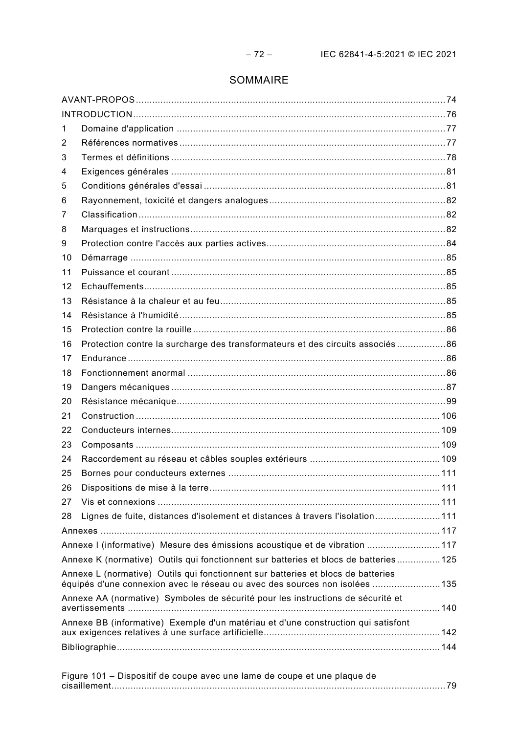# SOMMAIRE

AVANT-PROPOS ..... 74
INTRODUCTION ..... 76
1 Domaine d'application ..... 77
2 Références normatives ..... 77
3 Termes et définitions ..... 78
4 Exigences générales ..... 81
5 Conditions générales d'essai ..... 81
6 Rayonnement, toxicité et dangers analogues ..... 82
7 Classification ..... 82
8 Marquages et instructions ..... 82
9 Protection contre l'accès aux parties actives ..... 84
10 Démarrage ..... 85
11 Puissance et courant ..... 85
12 Echauffements ..... 85
13 Résistance à la chaleur et au feu ..... 85
14 Résistance à l'humidité ..... 85
15 Protection contre la rouille ..... 86
16 Protection contre la surcharge des transformateurs et des circuits associés ..... 86
17 Endurance ..... 86
18 Fonctionnement anormal ..... 86
19 Dangers mécaniques ..... 87
20 Résistance mécanique ..... 99
21 Construction ..... 106
22 Conducteurs internes ..... 109
23 Composants ..... 109
24 Raccordement au réseau et câbles souples extérieurs ..... 109
25 Bornes pour conducteurs externes ..... 111
26 Dispositions de mise à la terre ..... 111
27 Vis et connexions ..... 111
28 Lignes de fuite, distances d'isolement et distances à travers l'isolation ..... 111
Annexes ..... 117
Annexe I (informative) Mesure des émissions acoustique et de vibration ..... 117
Annexe K (normative) Outils qui fonctionnent sur batteries et blocs de batteries ..... 125
Annexe L (normative) Outils qui fonctionnent sur batteries et blocs de batteries équipés d'une connexion avec le réseau ou avec des sources non isolées ..... 135
Annexe AA (normative) Symboles de sécurité pour les instructions de sécurité et avertissements ..... 140
Annexe BB (informative) Exemple d'un matériau et d'une construction qui satisfont aux exigences relatives à une surface artificielle ..... 142
Bibliographie ..... 144

Figure 101 – Dispositif de coupe avec une lame de coupe et une plaque de cisaillement ..... 79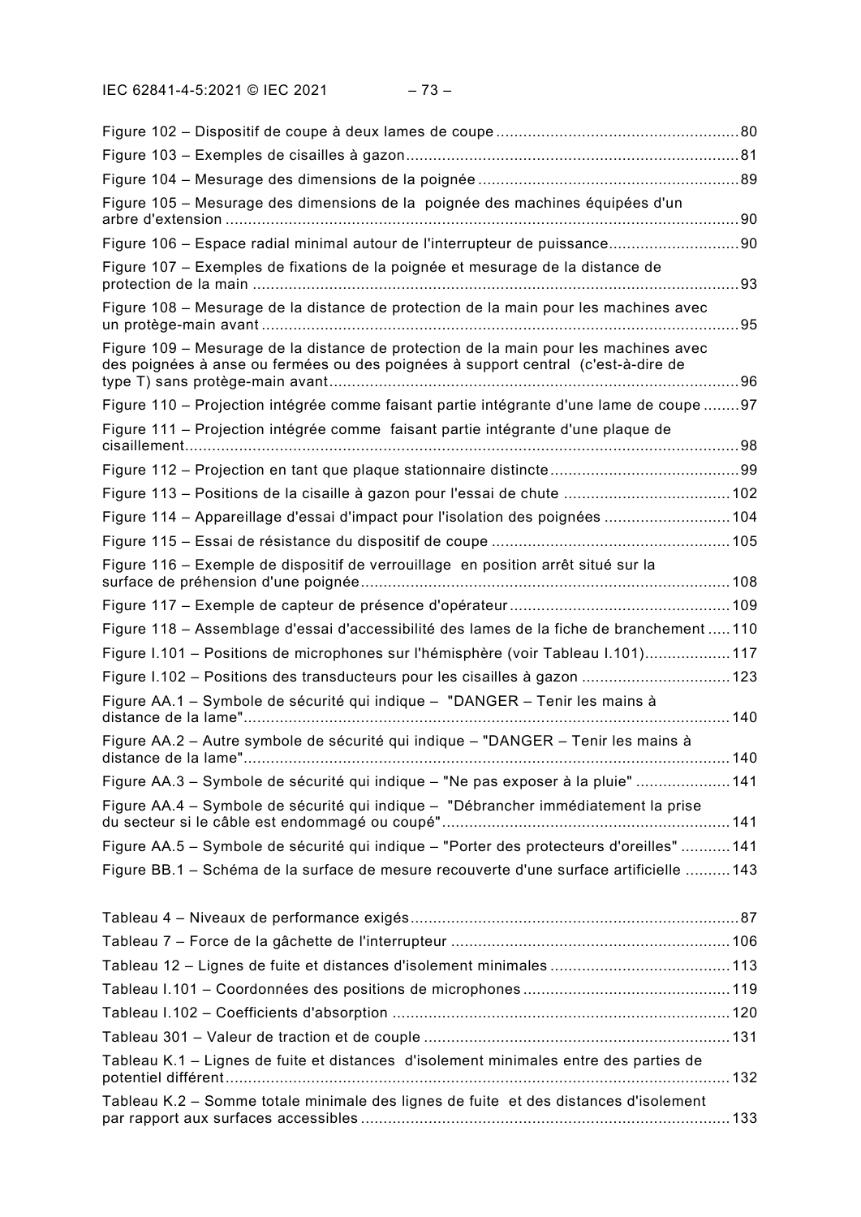Figure 102 – Dispositif de coupe à deux lames de coupe ....................................................... 80

Figure 103 – Exemples de cisailles à gazon ........................................................................... 81

Figure 104 – Mesurage des dimensions de la poignée ........................................................... 89

Figure 105 – Mesurage des dimensions de la poignée des machines équipées d'un arbre d'extension ..................................................................................................................... 90

Figure 106 – Espace radial minimal autour de l'interrupteur de puissance ............................. 90

Figure 107 – Exemples de fixations de la poignée et mesurage de la distance de protection de la main ............................................................................................................. 93

Figure 108 – Mesurage de la distance de protection de la main pour les machines avec un protège-main avant ............................................................................................................ 95

Figure 109 – Mesurage de la distance de protection de la main pour les machines avec des poignées à anse ou fermées ou des poignées à support central (c'est-à-dire de type T) sans protège-main avant .......................................................................................... 96

Figure 110 – Projection intégrée comme faisant partie intégrante d'une lame de coupe ......... 97

Figure 111 – Projection intégrée comme faisant partie intégrante d'une plaque de cisaillement ........................................................................................................................... 98

Figure 112 – Projection en tant que plaque stationnaire distincte .......................................... 99

Figure 113 – Positions de la cisaille à gazon pour l'essai de chute ..................................... 102

Figure 114 – Appareillage d'essai d'impact pour l'isolation des poignées ............................ 104

Figure 115 – Essai de résistance du dispositif de coupe ..................................................... 105

Figure 116 – Exemple de dispositif de verrouillage en position arrêt situé sur la surface de préhension d'une poignée .................................................................................. 108

Figure 117 – Exemple de capteur de présence d'opérateur ................................................. 109

Figure 118 – Assemblage d'essai d'accessibilité des lames de la fiche de branchement ...... 110

Figure I.101 – Positions de microphones sur l'hémisphère (voir Tableau I.101) ................... 117

Figure I.102 – Positions des transducteurs pour les cisailles à gazon ................................. 123

Figure AA.1 – Symbole de sécurité qui indique – "DANGER – Tenir les mains à distance de la lame" ............................................................................................................. 140

Figure AA.2 – Autre symbole de sécurité qui indique – "DANGER – Tenir les mains à distance de la lame" ............................................................................................................. 140

Figure AA.3 – Symbole de sécurité qui indique – "Ne pas exposer à la pluie" ..................... 141

Figure AA.4 – Symbole de sécurité qui indique – "Débrancher immédiatement la prise du secteur si le câble est endommagé ou coupé" ................................................................ 141

Figure AA.5 – Symbole de sécurité qui indique – "Porter des protecteurs d'oreilles" ........... 141

Figure BB.1 – Schéma de la surface de mesure recouverte d'une surface artificielle .......... 143

Tableau 4 – Niveaux de performance exigés ......................................................................... 87

Tableau 7 – Force de la gâchette de l'interrupteur .............................................................. 106

Tableau 12 – Lignes de fuite et distances d'isolement minimales ........................................ 113

Tableau I.101 – Coordonnées des positions de microphones .............................................. 119

Tableau I.102 – Coefficients d'absorption ........................................................................... 120

Tableau 301 – Valeur de traction et de couple .................................................................... 131

Tableau K.1 – Lignes de fuite et distances d'isolement minimales entre des parties de potentiel différent ................................................................................................................ 132

Tableau K.2 – Somme totale minimale des lignes de fuite et des distances d'isolement par rapport aux surfaces accessibles .................................................................................. 133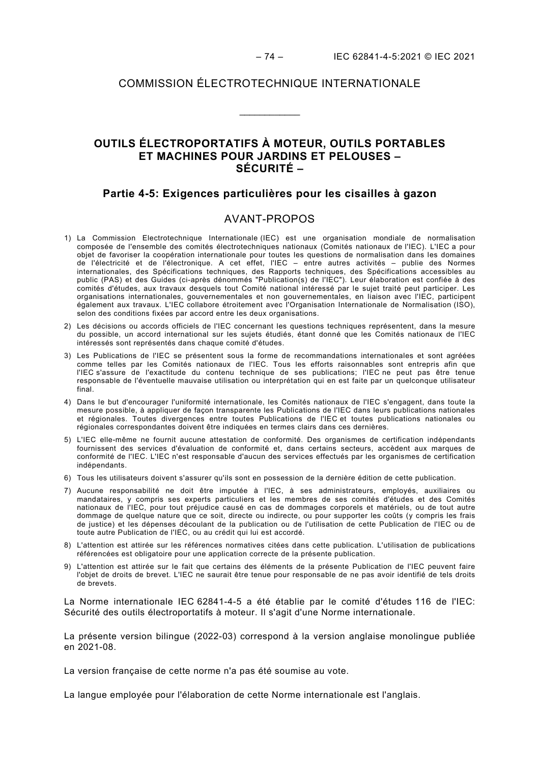COMMISSION ÉLECTROTECHNIQUE INTERNATIONALE

\_\_\_\_\_\_\_\_\_\_\_\_

# OUTILS ÉLECTROPORTATIFS À MOTEUR, OUTILS PORTABLES ET MACHINES POUR JARDINS ET PELOUSES – SÉCURITÉ –

## Partie 4-5: Exigences particulières pour les cisailles à gazon

## AVANT-PROPOS

1) La Commission Electrotechnique Internationale (IEC) est une organisation mondiale de normalisation composée de l'ensemble des comités électrotechniques nationaux (Comités nationaux de l'IEC). L'IEC a pour objet de favoriser la coopération internationale pour toutes les questions de normalisation dans les domaines de l'électricité et de l'électronique. A cet effet, l'IEC – entre autres activités – publie des Normes internationales, des Spécifications techniques, des Rapports techniques, des Spécifications accessibles au public (PAS) et des Guides (ci-après dénommés "Publication(s) de l'IEC"). Leur élaboration est confiée à des comités d'études, aux travaux desquels tout Comité national intéressé par le sujet traité peut participer. Les organisations internationales, gouvernementales et non gouvernementales, en liaison avec l'IEC, participent également aux travaux. L'IEC collabore étroitement avec l'Organisation Internationale de Normalisation (ISO), selon des conditions fixées par accord entre les deux organisations.
2) Les décisions ou accords officiels de l'IEC concernant les questions techniques représentent, dans la mesure du possible, un accord international sur les sujets étudiés, étant donné que les Comités nationaux de l'IEC intéressés sont représentés dans chaque comité d'études.
3) Les Publications de l'IEC se présentent sous la forme de recommandations internationales et sont agréées comme telles par les Comités nationaux de l'IEC. Tous les efforts raisonnables sont entrepris afin que l'IEC s'assure de l'exactitude du contenu technique de ses publications; l'IEC ne peut pas être tenue responsable de l'éventuelle mauvaise utilisation ou interprétation qui en est faite par un quelconque utilisateur final.
4) Dans le but d'encourager l'uniformité internationale, les Comités nationaux de l'IEC s'engagent, dans toute la mesure possible, à appliquer de façon transparente les Publications de l'IEC dans leurs publications nationales et régionales. Toutes divergences entre toutes Publications de l'IEC et toutes publications nationales ou régionales correspondantes doivent être indiquées en termes clairs dans ces dernières.
5) L'IEC elle-même ne fournit aucune attestation de conformité. Des organismes de certification indépendants fournissent des services d'évaluation de conformité et, dans certains secteurs, accèdent aux marques de conformité de l'IEC. L'IEC n'est responsable d'aucun des services effectués par les organismes de certification indépendants.
6) Tous les utilisateurs doivent s'assurer qu'ils sont en possession de la dernière édition de cette publication.
7) Aucune responsabilité ne doit être imputée à l'IEC, à ses administrateurs, employés, auxiliaires ou mandataires, y compris ses experts particuliers et les membres de ses comités d'études et des Comités nationaux de l'IEC, pour tout préjudice causé en cas de dommages corporels et matériels, ou de tout autre dommage de quelque nature que ce soit, directe ou indirecte, ou pour supporter les coûts (y compris les frais de justice) et les dépenses découlant de la publication ou de l'utilisation de cette Publication de l'IEC ou de toute autre Publication de l'IEC, ou au crédit qui lui est accordé.
8) L'attention est attirée sur les références normatives citées dans cette publication. L'utilisation de publications référencées est obligatoire pour une application correcte de la présente publication.
9) L'attention est attirée sur le fait que certains des éléments de la présente Publication de l'IEC peuvent faire l'objet de droits de brevet. L'IEC ne saurait être tenue pour responsable de ne pas avoir identifié de tels droits de brevets.

La Norme internationale IEC 62841-4-5 a été établie par le comité d'études 116 de l'IEC: Sécurité des outils électroportatifs à moteur. Il s'agit d'une Norme internationale.

La présente version bilingue (2022-03) correspond à la version anglaise monolingue publiée en 2021-08.

La version française de cette norme n'a pas été soumise au vote.

La langue employée pour l'élaboration de cette Norme internationale est l'anglais.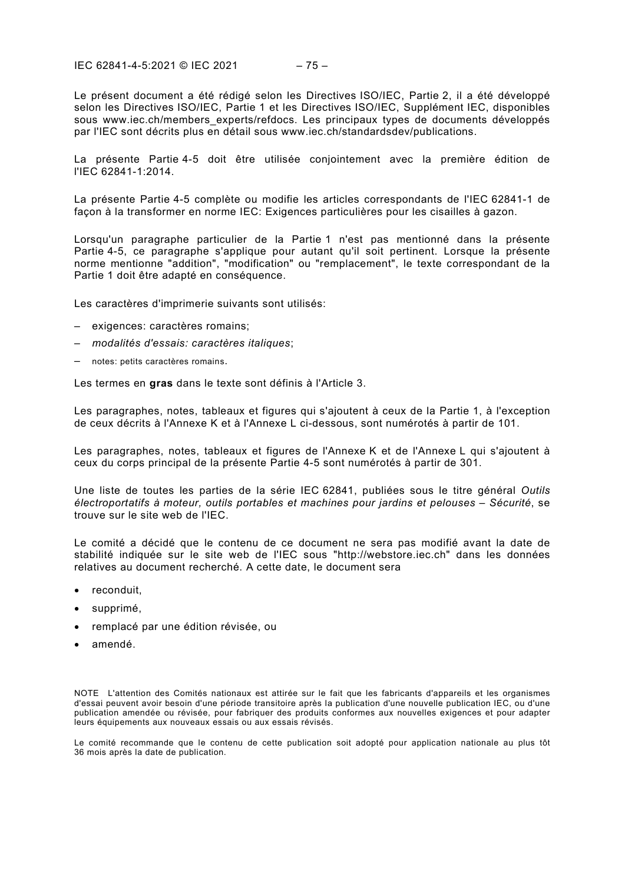Le présent document a été rédigé selon les Directives ISO/IEC, Partie 2, il a été développé selon les Directives ISO/IEC, Partie 1 et les Directives ISO/IEC, Supplément IEC, disponibles sous www.iec.ch/members_experts/refdocs. Les principaux types de documents développés par l'IEC sont décrits plus en détail sous www.iec.ch/standardsdev/publications.

La présente Partie 4-5 doit être utilisée conjointement avec la première édition de l'IEC 62841-1:2014.

La présente Partie 4-5 complète ou modifie les articles correspondants de l'IEC 62841-1 de façon à la transformer en norme IEC: Exigences particulières pour les cisailles à gazon.

Lorsqu'un paragraphe particulier de la Partie 1 n'est pas mentionné dans la présente Partie 4-5, ce paragraphe s'applique pour autant qu'il soit pertinent. Lorsque la présente norme mentionne "addition", "modification" ou "remplacement", le texte correspondant de la Partie 1 doit être adapté en conséquence.

Les caractères d'imprimerie suivants sont utilisés:

– exigences: caractères romains;
– *modalités d'essais: caractères italiques*;
– notes: petits caractères romains.

Les termes en **gras** dans le texte sont définis à l'Article 3.

Les paragraphes, notes, tableaux et figures qui s'ajoutent à ceux de la Partie 1, à l'exception de ceux décrits à l'Annexe K et à l'Annexe L ci-dessous, sont numérotés à partir de 101.

Les paragraphes, notes, tableaux et figures de l'Annexe K et de l'Annexe L qui s'ajoutent à ceux du corps principal de la présente Partie 4-5 sont numérotés à partir de 301.

Une liste de toutes les parties de la série IEC 62841, publiées sous le titre général *Outils électroportatifs à moteur, outils portables et machines pour jardins et pelouses – Sécurité*, se trouve sur le site web de l'IEC.

Le comité a décidé que le contenu de ce document ne sera pas modifié avant la date de stabilité indiquée sur le site web de l'IEC sous "http://webstore.iec.ch" dans les données relatives au document recherché. A cette date, le document sera

- reconduit,
- supprimé,
- remplacé par une édition révisée, ou
- amendé.

NOTE L'attention des Comités nationaux est attirée sur le fait que les fabricants d'appareils et les organismes d'essai peuvent avoir besoin d'une période transitoire après la publication d'une nouvelle publication IEC, ou d'une publication amendée ou révisée, pour fabriquer des produits conformes aux nouvelles exigences et pour adapter leurs équipements aux nouveaux essais ou aux essais révisés.

Le comité recommande que le contenu de cette publication soit adopté pour application nationale au plus tôt 36 mois après la date de publication.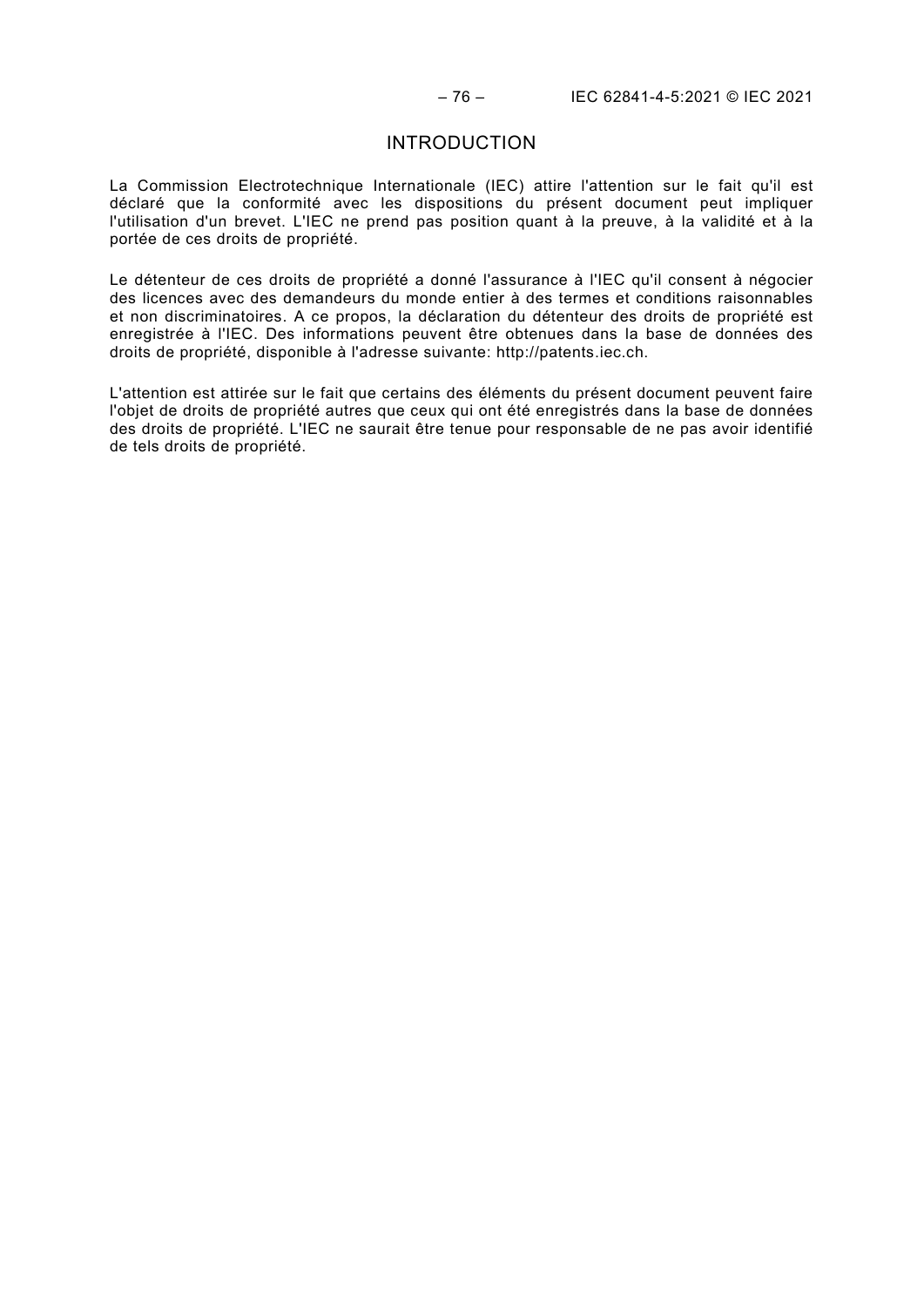# INTRODUCTION

La Commission Electrotechnique Internationale (IEC) attire l'attention sur le fait qu'il est déclaré que la conformité avec les dispositions du présent document peut impliquer l'utilisation d'un brevet. L'IEC ne prend pas position quant à la preuve, à la validité et à la portée de ces droits de propriété.

Le détenteur de ces droits de propriété a donné l'assurance à l'IEC qu'il consent à négocier des licences avec des demandeurs du monde entier à des termes et conditions raisonnables et non discriminatoires. A ce propos, la déclaration du détenteur des droits de propriété est enregistrée à l'IEC. Des informations peuvent être obtenues dans la base de données des droits de propriété, disponible à l'adresse suivante: http://patents.iec.ch.

L'attention est attirée sur le fait que certains des éléments du présent document peuvent faire l'objet de droits de propriété autres que ceux qui ont été enregistrés dans la base de données des droits de propriété. L'IEC ne saurait être tenue pour responsable de ne pas avoir identifié de tels droits de propriété.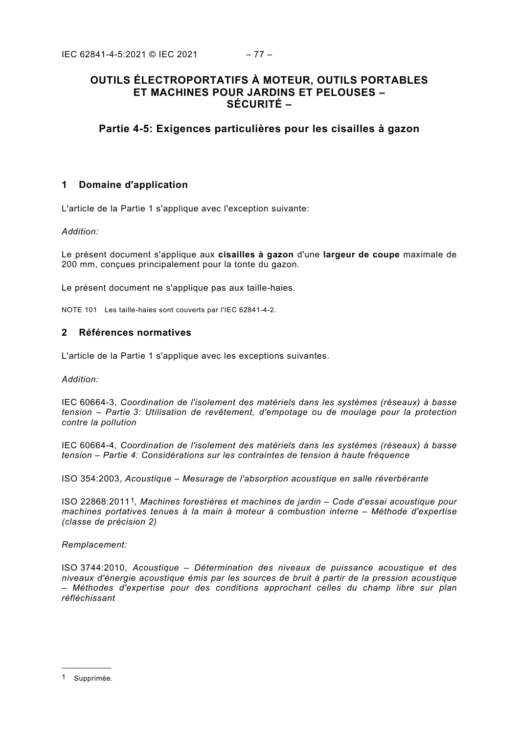# OUTILS ÉLECTROPORTATIFS À MOTEUR, OUTILS PORTABLES ET MACHINES POUR JARDINS ET PELOUSES – SÉCURITÉ –

## Partie 4-5: Exigences particulières pour les cisailles à gazon

### 1 Domaine d'application

L'article de la Partie 1 s'applique avec l'exception suivante:

*Addition:*

Le présent document s'applique aux **cisailles à gazon** d'une **largeur de coupe** maximale de 200 mm, conçues principalement pour la tonte du gazon.

Le présent document ne s'applique pas aux taille-haies.

NOTE 101 Les taille-haies sont couverts par l'IEC 62841-4-2.

### 2 Références normatives

L'article de la Partie 1 s'applique avec les exceptions suivantes.

*Addition:*

IEC 60664-3, *Coordination de l'isolement des matériels dans les systèmes (réseaux) à basse tension – Partie 3: Utilisation de revêtement, d'empotage ou de moulage pour la protection contre la pollution*

IEC 60664-4, *Coordination de l'isolement des matériels dans les systèmes (réseaux) à basse tension – Partie 4: Considérations sur les contraintes de tension à haute fréquence*

ISO 354:2003, *Acoustique – Mesurage de l'absorption acoustique en salle réverbérante*

ISO 22868:2011[1], *Machines forestières et machines de jardin – Code d'essai acoustique pour machines portatives tenues à la main à moteur à combustion interne – Méthode d'expertise (classe de précision 2)*

*Remplacement:*

ISO 3744:2010, *Acoustique – Détermination des niveaux de puissance acoustique et des niveaux d'énergie acoustique émis par les sources de bruit à partir de la pression acoustique – Méthodes d'expertise pour des conditions approchant celles du champ libre sur plan réfléchissant*

---

[1] Supprimée.